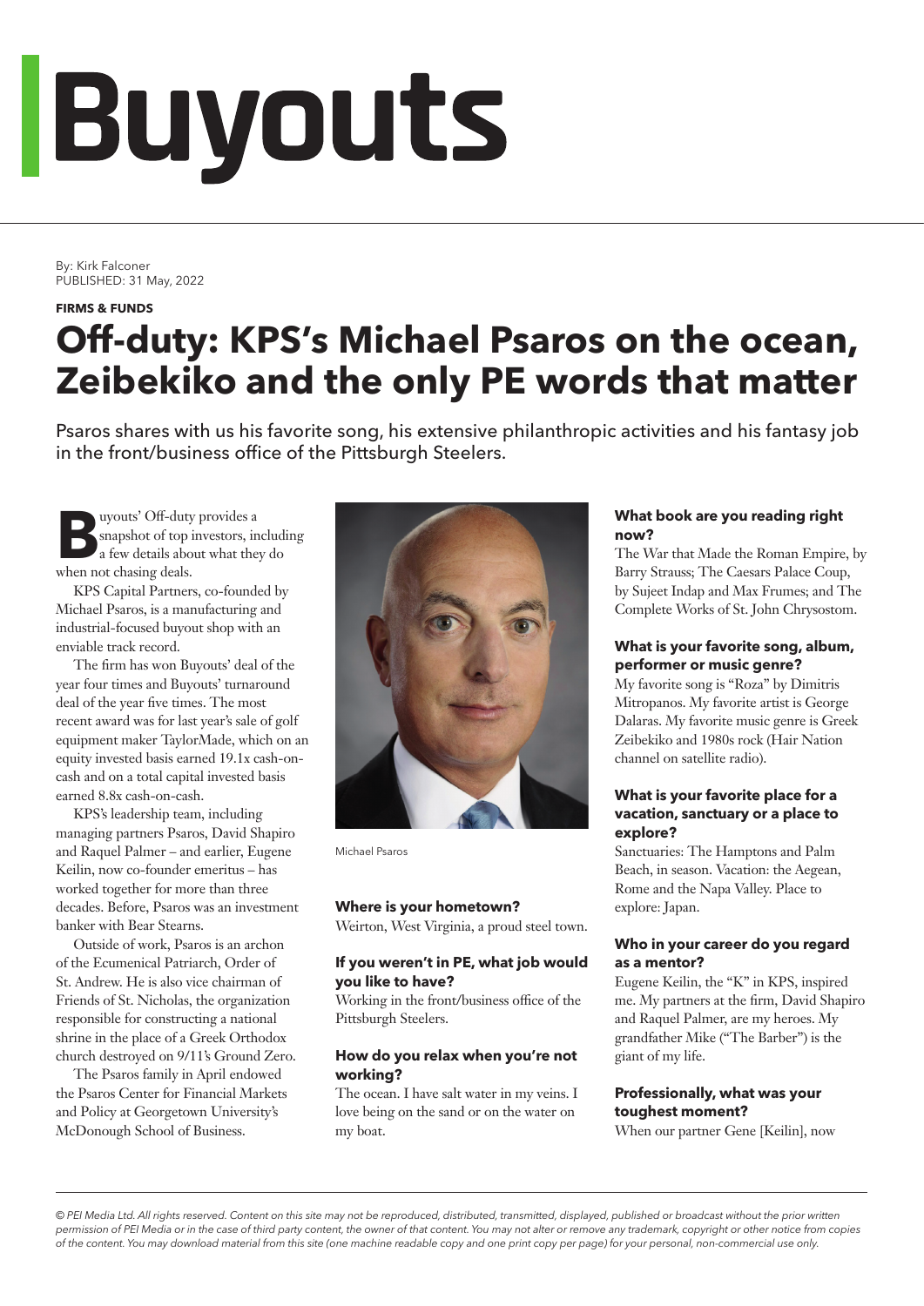# Buyouts

By: Kirk Falconer
PUBLISHED: 31 May, 2022

**FIRMS & FUNDS**

# Off-duty: KPS's Michael Psaros on the ocean, Zeibekiko and the only PE words that matter

Psaros shares with us his favorite song, his extensive philanthropic activities and his fantasy job in the front/business office of the Pittsburgh Steelers.

Buyouts' Off-duty provides a snapshot of top investors, including a few details about what they do when not chasing deals.

KPS Capital Partners, co-founded by Michael Psaros, is a manufacturing and industrial-focused buyout shop with an enviable track record.

The firm has won Buyouts' deal of the year four times and Buyouts' turnaround deal of the year five times. The most recent award was for last year's sale of golf equipment maker TaylorMade, which on an equity invested basis earned 19.1x cash-on-cash and on a total capital invested basis earned 8.8x cash-on-cash.

KPS's leadership team, including managing partners Psaros, David Shapiro and Raquel Palmer – and earlier, Eugene Keilin, now co-founder emeritus – has worked together for more than three decades. Before, Psaros was an investment banker with Bear Stearns.

Outside of work, Psaros is an archon of the Ecumenical Patriarch, Order of St. Andrew. He is also vice chairman of Friends of St. Nicholas, the organization responsible for constructing a national shrine in the place of a Greek Orthodox church destroyed on 9/11's Ground Zero.

The Psaros family in April endowed the Psaros Center for Financial Markets and Policy at Georgetown University's McDonough School of Business.

Michael Psaros

**Where is your hometown?**
Weirton, West Virginia, a proud steel town.

**If you weren't in PE, what job would you like to have?**
Working in the front/business office of the Pittsburgh Steelers.

**How do you relax when you're not working?**
The ocean. I have salt water in my veins. I love being on the sand or on the water on my boat.

**What book are you reading right now?**
The War that Made the Roman Empire, by Barry Strauss; The Caesars Palace Coup, by Sujeet Indap and Max Frumes; and The Complete Works of St. John Chrysostom.

**What is your favorite song, album, performer or music genre?**
My favorite song is "Roza" by Dimitris Mitropanos. My favorite artist is George Dalaras. My favorite music genre is Greek Zeibekiko and 1980s rock (Hair Nation channel on satellite radio).

**What is your favorite place for a vacation, sanctuary or a place to explore?**
Sanctuaries: The Hamptons and Palm Beach, in season. Vacation: the Aegean, Rome and the Napa Valley. Place to explore: Japan.

**Who in your career do you regard as a mentor?**
Eugene Keilin, the "K" in KPS, inspired me. My partners at the firm, David Shapiro and Raquel Palmer, are my heroes. My grandfather Mike ("The Barber") is the giant of my life.

**Professionally, what was your toughest moment?**
When our partner Gene [Keilin], now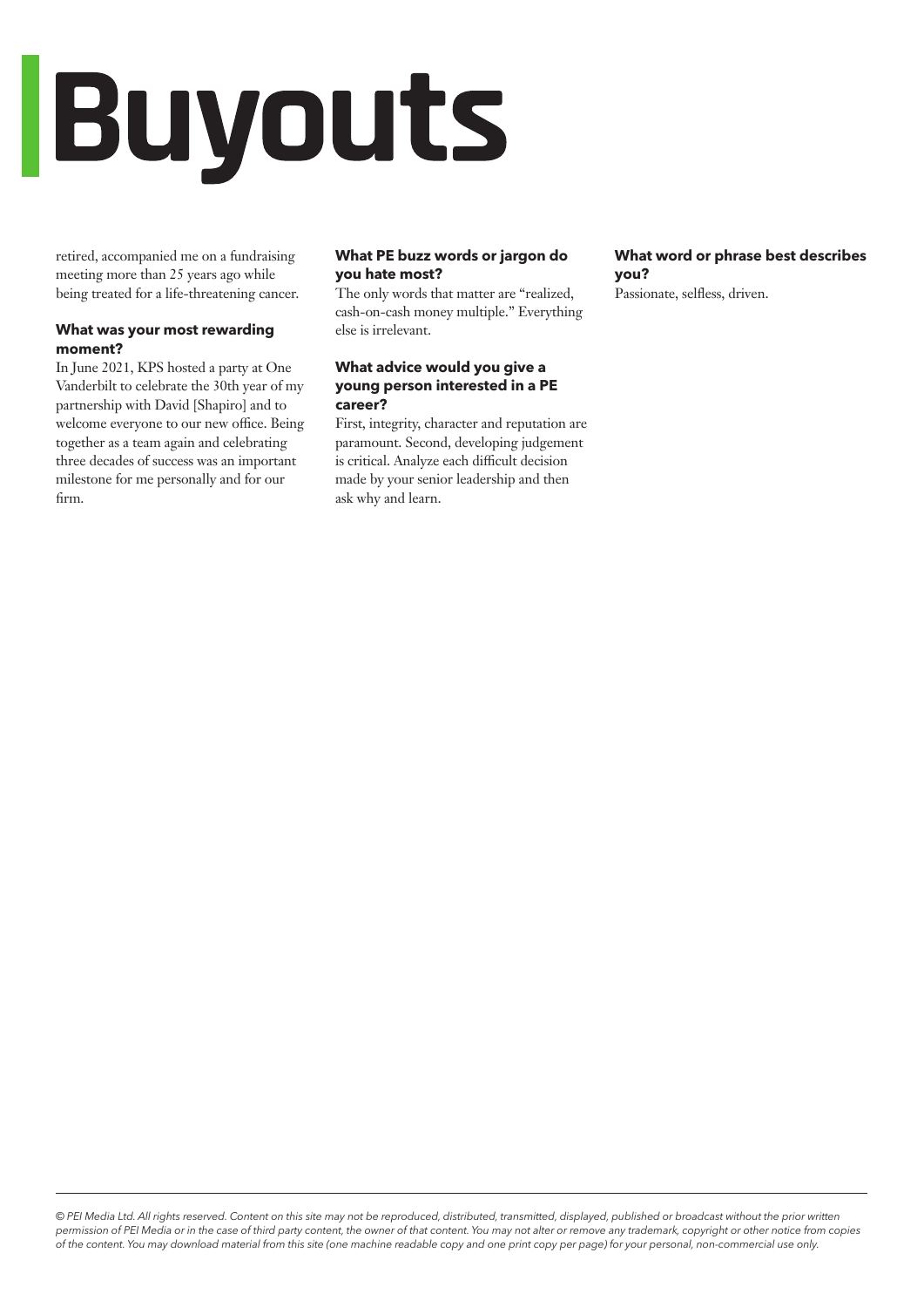retired, accompanied me on a fundraising meeting more than 25 years ago while being treated for a life-threatening cancer.

**What was your most rewarding moment?**

In June 2021, KPS hosted a party at One Vanderbilt to celebrate the 30th year of my partnership with David [Shapiro] and to welcome everyone to our new office. Being together as a team again and celebrating three decades of success was an important milestone for me personally and for our firm.

**What PE buzz words or jargon do you hate most?**

The only words that matter are "realized, cash-on-cash money multiple." Everything else is irrelevant.

**What advice would you give a young person interested in a PE career?**

First, integrity, character and reputation are paramount. Second, developing judgement is critical. Analyze each difficult decision made by your senior leadership and then ask why and learn.

**What word or phrase best describes you?**

Passionate, selfless, driven.